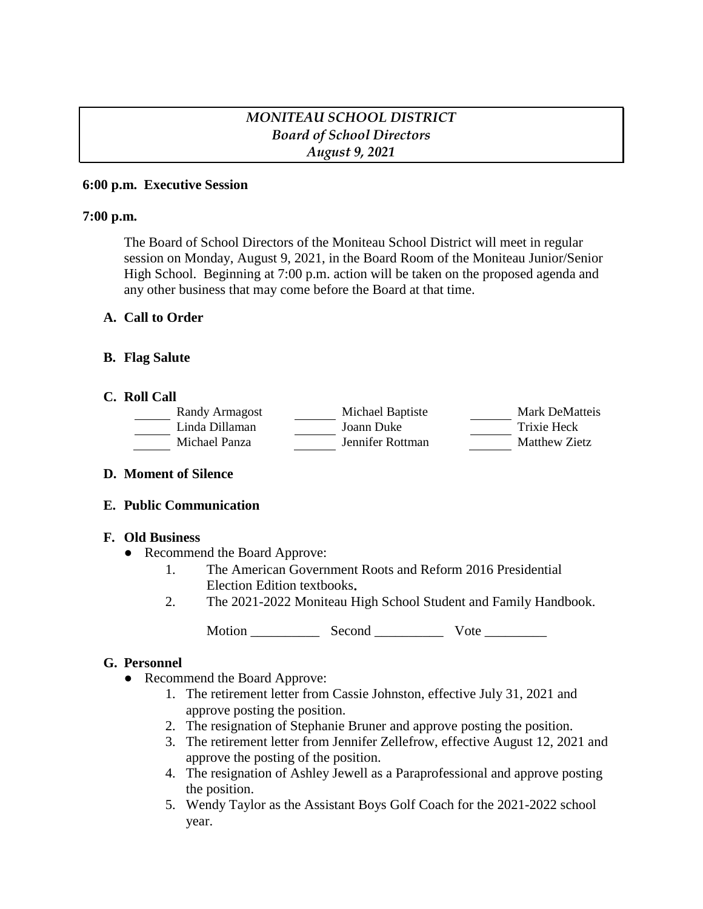*MONITEAU SCHOOL DISTRICT*
*Board of School Directors*
*August 9, 2021*

**6:00 p.m. Executive Session**

**7:00 p.m.**

The Board of School Directors of the Moniteau School District will meet in regular session on Monday, August 9, 2021, in the Board Room of the Moniteau Junior/Senior High School. Beginning at 7:00 p.m. action will be taken on the proposed agenda and any other business that may come before the Board at that time.

**A. Call to Order**

**B. Flag Salute**

**C. Roll Call**

| | | |
|---|---|---|
| ______ Randy Armagost | ______ Michael Baptiste | ______ Mark DeMatteis |
| ______ Linda Dillaman | ______ Joann Duke | ______ Trixie Heck |
| ______ Michael Panza | ______ Jennifer Rottman | ______ Matthew Zietz |

**D. Moment of Silence**

**E. Public Communication**

**F. Old Business**

- Recommend the Board Approve:
  1. The American Government Roots and Reform 2016 Presidential Election Edition textbooks.
  2. The 2021-2022 Moniteau High School Student and Family Handbook.

  Motion __________ Second __________ Vote _________

**G. Personnel**

- Recommend the Board Approve:
  1. The retirement letter from Cassie Johnston, effective July 31, 2021 and approve posting the position.
  2. The resignation of Stephanie Bruner and approve posting the position.
  3. The retirement letter from Jennifer Zellefrow, effective August 12, 2021 and approve the posting of the position.
  4. The resignation of Ashley Jewell as a Paraprofessional and approve posting the position.
  5. Wendy Taylor as the Assistant Boys Golf Coach for the 2021-2022 school year.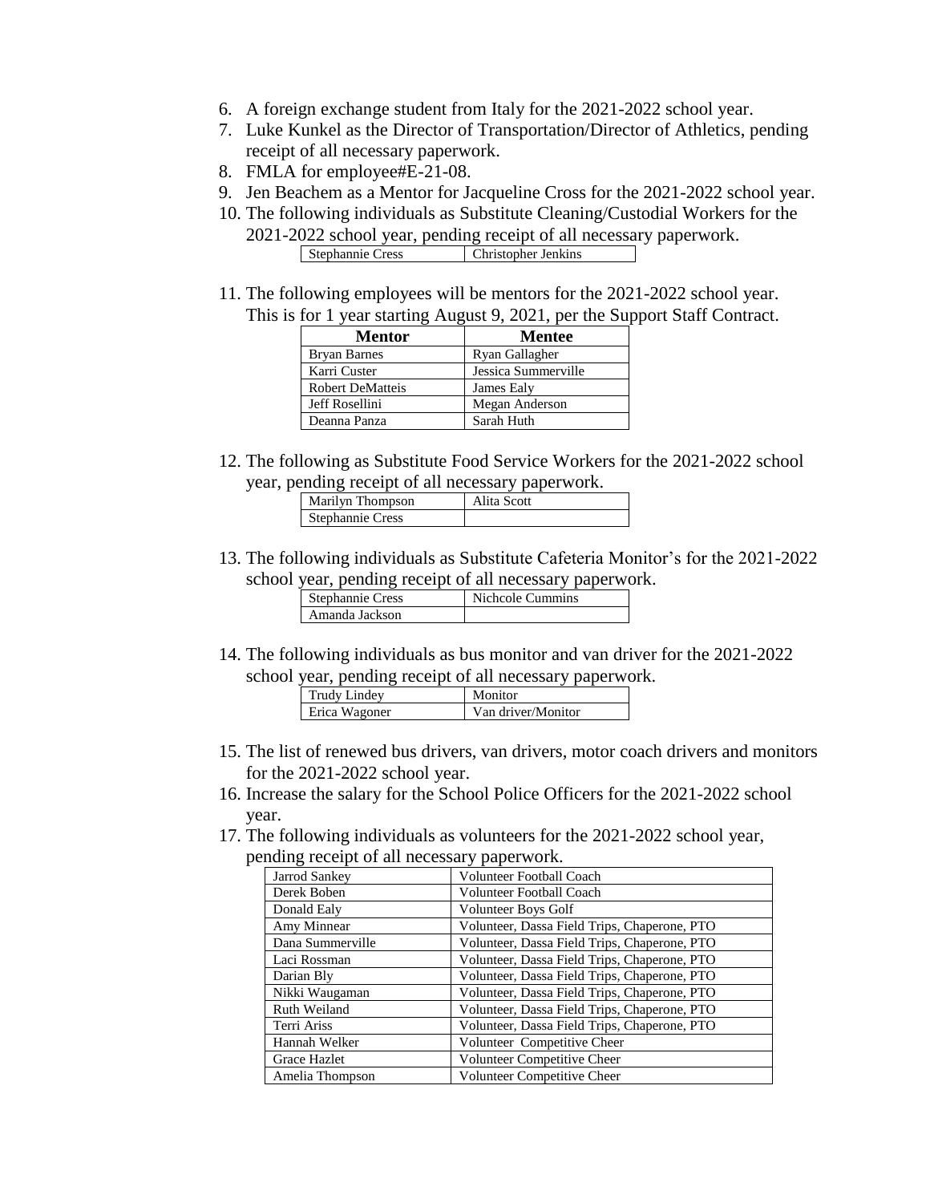6. A foreign exchange student from Italy for the 2021-2022 school year.
7. Luke Kunkel as the Director of Transportation/Director of Athletics, pending receipt of all necessary paperwork.
8. FMLA for employee#E-21-08.
9. Jen Beachem as a Mentor for Jacqueline Cross for the 2021-2022 school year.
10. The following individuals as Substitute Cleaning/Custodial Workers for the 2021-2022 school year, pending receipt of all necessary paperwork.

| Stephannie Cress | Christopher Jenkins |
|---|---|

11. The following employees will be mentors for the 2021-2022 school year. This is for 1 year starting August 9, 2021, per the Support Staff Contract.

| Mentor | Mentee |
|---|---|
| Bryan Barnes | Ryan Gallagher |
| Karri Custer | Jessica Summerville |
| Robert DeMatteis | James Ealy |
| Jeff Rosellini | Megan Anderson |
| Deanna Panza | Sarah Huth |

12. The following as Substitute Food Service Workers for the 2021-2022 school year, pending receipt of all necessary paperwork.

| Marilyn Thompson | Alita Scott |
|---|---|
| Stephannie Cress | |

13. The following individuals as Substitute Cafeteria Monitor's for the 2021-2022 school year, pending receipt of all necessary paperwork.

| Stephannie Cress | Nichcole Cummins |
|---|---|
| Amanda Jackson | |

14. The following individuals as bus monitor and van driver for the 2021-2022 school year, pending receipt of all necessary paperwork.

| Trudy Lindey | Monitor |
|---|---|
| Erica Wagoner | Van driver/Monitor |

15. The list of renewed bus drivers, van drivers, motor coach drivers and monitors for the 2021-2022 school year.
16. Increase the salary for the School Police Officers for the 2021-2022 school year.
17. The following individuals as volunteers for the 2021-2022 school year, pending receipt of all necessary paperwork.

| Jarrod Sankey | Volunteer Football Coach |
|---|---|
| Derek Boben | Volunteer Football Coach |
| Donald Ealy | Volunteer Boys Golf |
| Amy Minnear | Volunteer, Dassa Field Trips, Chaperone, PTO |
| Dana Summerville | Volunteer, Dassa Field Trips, Chaperone, PTO |
| Laci Rossman | Volunteer, Dassa Field Trips, Chaperone, PTO |
| Darian Bly | Volunteer, Dassa Field Trips, Chaperone, PTO |
| Nikki Waugaman | Volunteer, Dassa Field Trips, Chaperone, PTO |
| Ruth Weiland | Volunteer, Dassa Field Trips, Chaperone, PTO |
| Terri Ariss | Volunteer, Dassa Field Trips, Chaperone, PTO |
| Hannah Welker | Volunteer Competitive Cheer |
| Grace Hazlet | Volunteer Competitive Cheer |
| Amelia Thompson | Volunteer Competitive Cheer |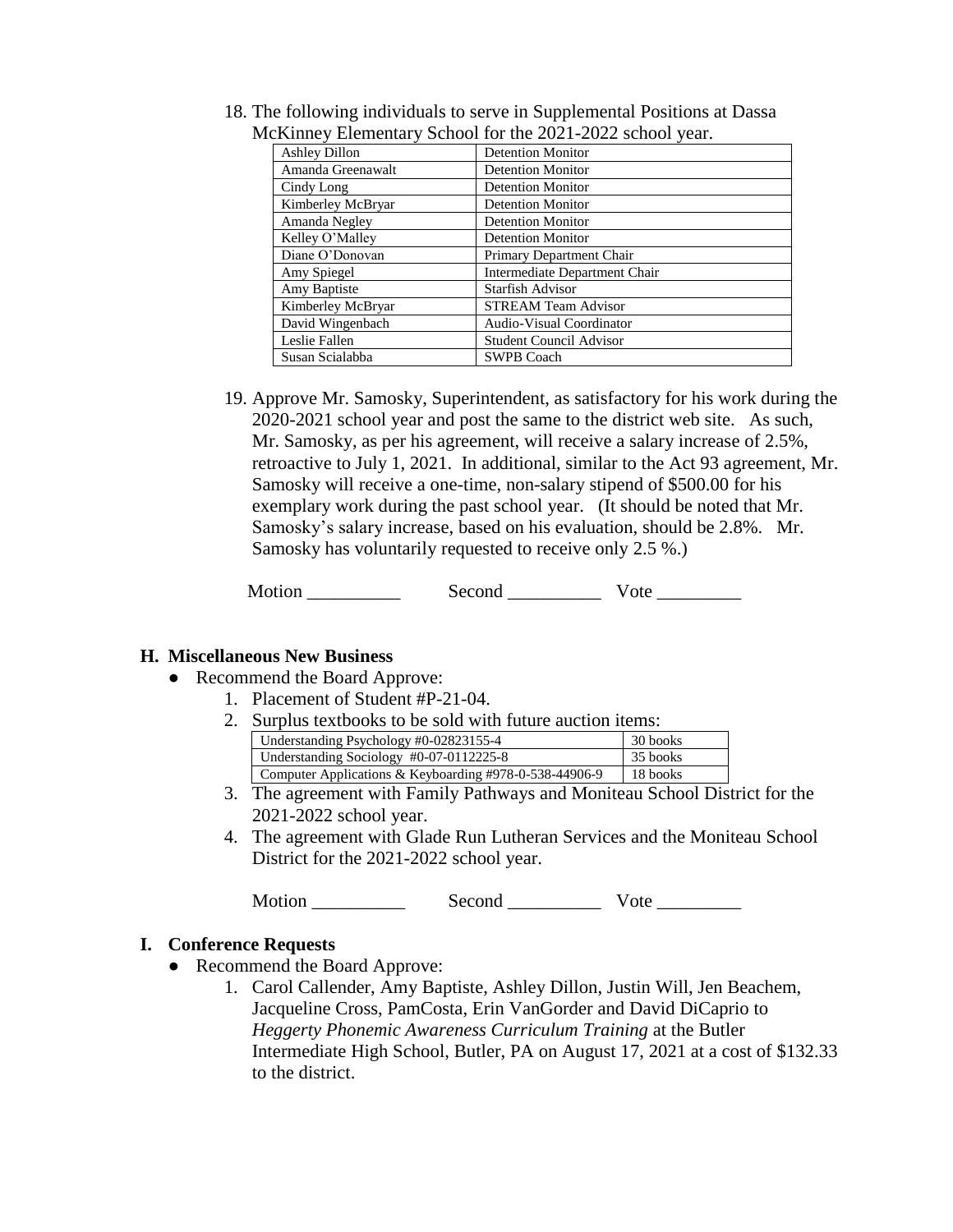18. The following individuals to serve in Supplemental Positions at Dassa McKinney Elementary School for the 2021-2022 school year.

| Ashley Dillon | Detention Monitor |
|---|---|
| Amanda Greenawalt | Detention Monitor |
| Cindy Long | Detention Monitor |
| Kimberley McBryar | Detention Monitor |
| Amanda Negley | Detention Monitor |
| Kelley O'Malley | Detention Monitor |
| Diane O'Donovan | Primary Department Chair |
| Amy Spiegel | Intermediate Department Chair |
| Amy Baptiste | Starfish Advisor |
| Kimberley McBryar | STREAM Team Advisor |
| David Wingenbach | Audio-Visual Coordinator |
| Leslie Fallen | Student Council Advisor |
| Susan Scialabba | SWPB Coach |

19. Approve Mr. Samosky, Superintendent, as satisfactory for his work during the 2020-2021 school year and post the same to the district web site. As such, Mr. Samosky, as per his agreement, will receive a salary increase of 2.5%, retroactive to July 1, 2021. In additional, similar to the Act 93 agreement, Mr. Samosky will receive a one-time, non-salary stipend of $500.00 for his exemplary work during the past school year. (It should be noted that Mr. Samosky's salary increase, based on his evaluation, should be 2.8%. Mr. Samosky has voluntarily requested to receive only 2.5 %.)

Motion __________ Second __________ Vote _________

## H. Miscellaneous New Business

- Recommend the Board Approve:
  1. Placement of Student #P-21-04.
  2. Surplus textbooks to be sold with future auction items:

| Understanding Psychology #0-02823155-4 | 30 books |
|---|---|
| Understanding Sociology #0-07-0112225-8 | 35 books |
| Computer Applications & Keyboarding #978-0-538-44906-9 | 18 books |

  3. The agreement with Family Pathways and Moniteau School District for the 2021-2022 school year.
  4. The agreement with Glade Run Lutheran Services and the Moniteau School District for the 2021-2022 school year.

Motion __________ Second __________ Vote _________

## I. Conference Requests

- Recommend the Board Approve:
  1. Carol Callender, Amy Baptiste, Ashley Dillon, Justin Will, Jen Beachem, Jacqueline Cross, PamCosta, Erin VanGorder and David DiCaprio to *Heggerty Phonemic Awareness Curriculum Training* at the Butler Intermediate High School, Butler, PA on August 17, 2021 at a cost of $132.33 to the district.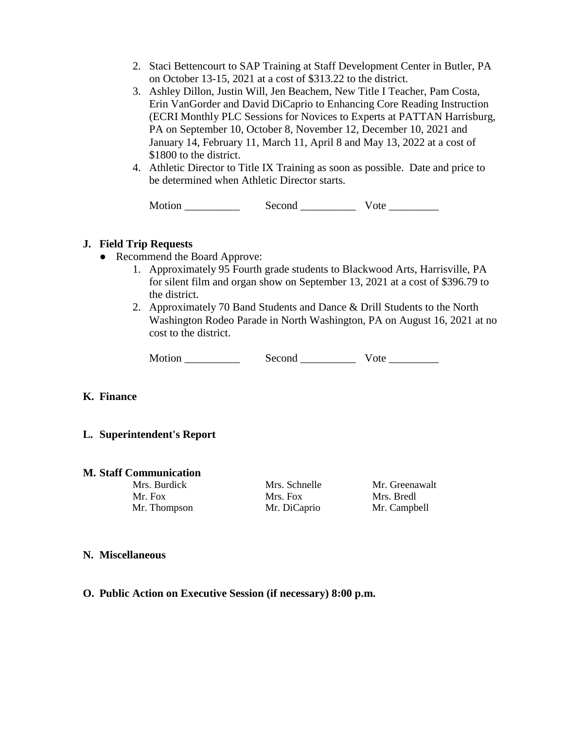2. Staci Bettencourt to SAP Training at Staff Development Center in Butler, PA on October 13-15, 2021 at a cost of $313.22 to the district.
3. Ashley Dillon, Justin Will, Jen Beachem, New Title I Teacher, Pam Costa, Erin VanGorder and David DiCaprio to Enhancing Core Reading Instruction (ECRI Monthly PLC Sessions for Novices to Experts at PATTAN Harrisburg, PA on September 10, October 8, November 12, December 10, 2021 and January 14, February 11, March 11, April 8 and May 13, 2022 at a cost of $1800 to the district.
4. Athletic Director to Title IX Training as soon as possible. Date and price to be determined when Athletic Director starts.

Motion __________ Second __________ Vote _________

## J. Field Trip Requests

- Recommend the Board Approve:
  1. Approximately 95 Fourth grade students to Blackwood Arts, Harrisville, PA for silent film and organ show on September 13, 2021 at a cost of $396.79 to the district.
  2. Approximately 70 Band Students and Dance & Drill Students to the North Washington Rodeo Parade in North Washington, PA on August 16, 2021 at no cost to the district.

Motion __________ Second __________ Vote _________

## K. Finance

## L. Superintendent's Report

## M. Staff Communication

| | | |
|---|---|---|
| Mrs. Burdick | Mrs. Schnelle | Mr. Greenawalt |
| Mr. Fox | Mrs. Fox | Mrs. Bredl |
| Mr. Thompson | Mr. DiCaprio | Mr. Campbell |

## N. Miscellaneous

## O. Public Action on Executive Session (if necessary) 8:00 p.m.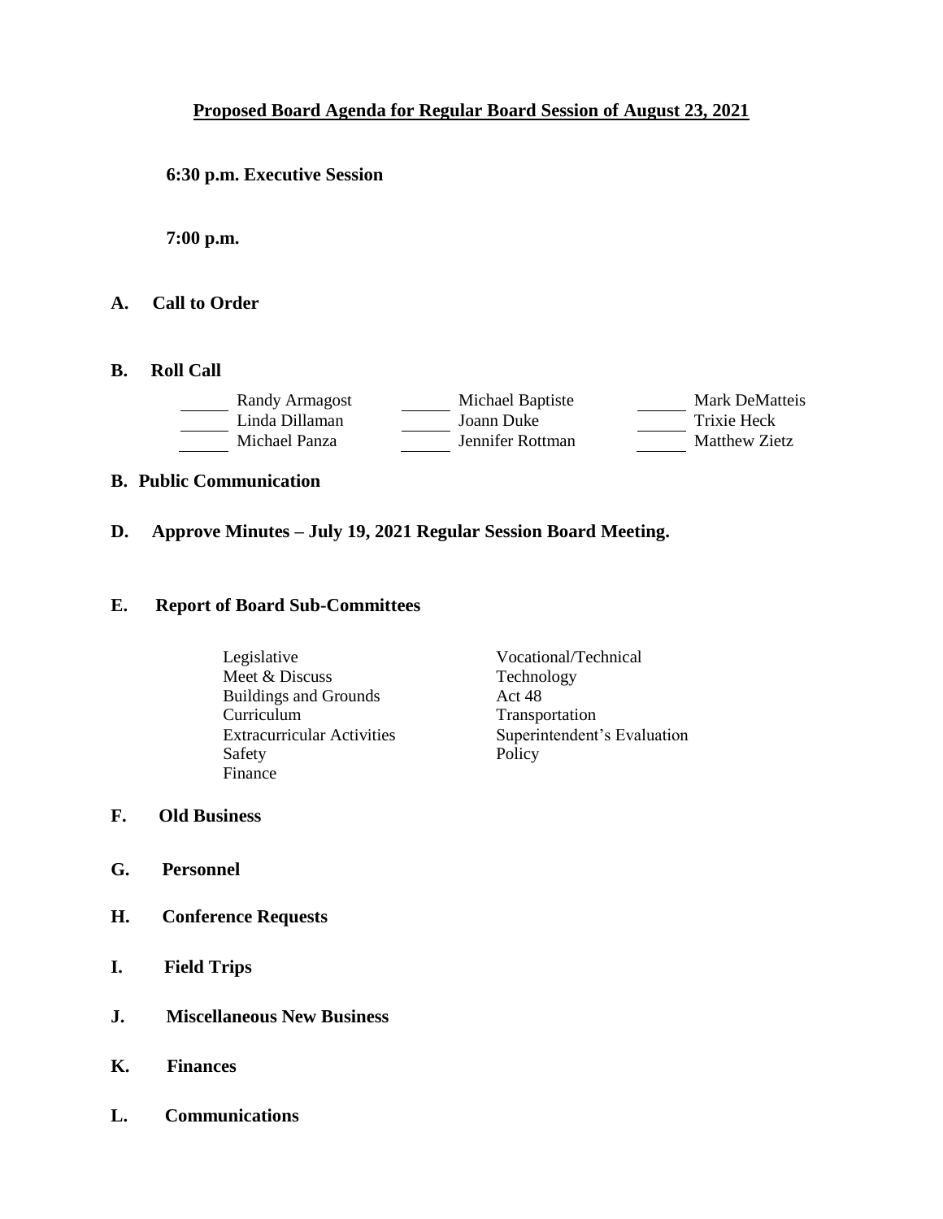# Proposed Board Agenda for Regular Board Session of August 23, 2021

**6:30 p.m. Executive Session**

**7:00 p.m.**

**A. Call to Order**

**B. Roll Call**

| | | |
|---|---|---|
| ______ Randy Armagost | ______ Michael Baptiste | ______ Mark DeMatteis |
| ______ Linda Dillaman | ______ Joann Duke | ______ Trixie Heck |
| ______ Michael Panza | ______ Jennifer Rottman | ______ Matthew Zietz |

**B. Public Communication**

**D. Approve Minutes – July 19, 2021 Regular Session Board Meeting.**

**E. Report of Board Sub-Committees**

| | |
|---|---|
| Legislative | Vocational/Technical |
| Meet & Discuss | Technology |
| Buildings and Grounds | Act 48 |
| Curriculum | Transportation |
| Extracurricular Activities | Superintendent's Evaluation |
| Safety | Policy |
| Finance | |

**F. Old Business**

**G. Personnel**

**H. Conference Requests**

**I. Field Trips**

**J. Miscellaneous New Business**

**K. Finances**

**L. Communications**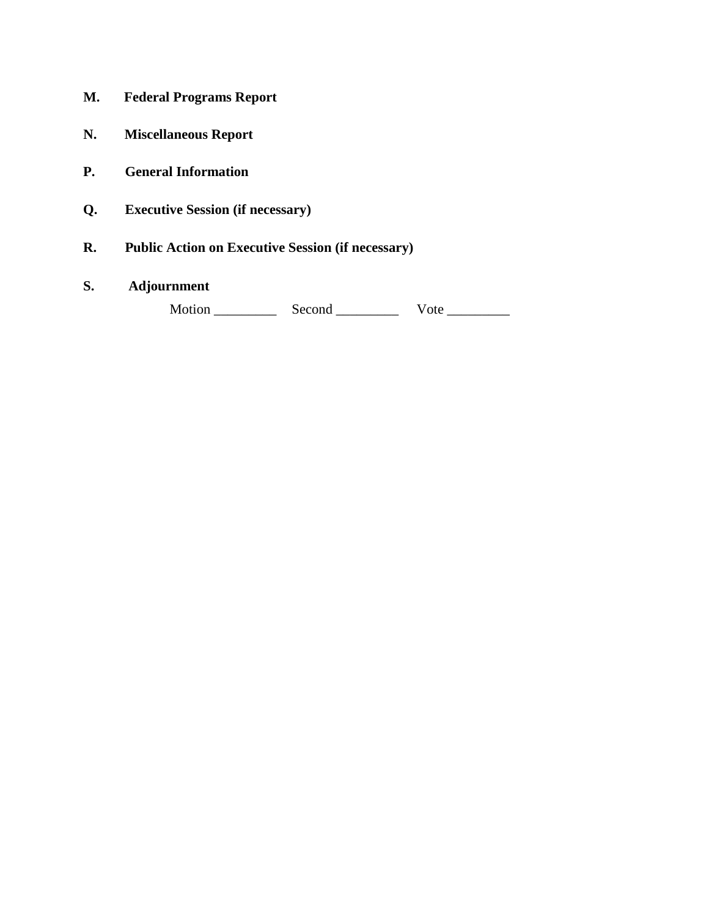**M. Federal Programs Report**

**N. Miscellaneous Report**

**P. General Information**

**Q. Executive Session (if necessary)**

**R. Public Action on Executive Session (if necessary)**

**S. Adjournment**

Motion _________ Second _________ Vote _________